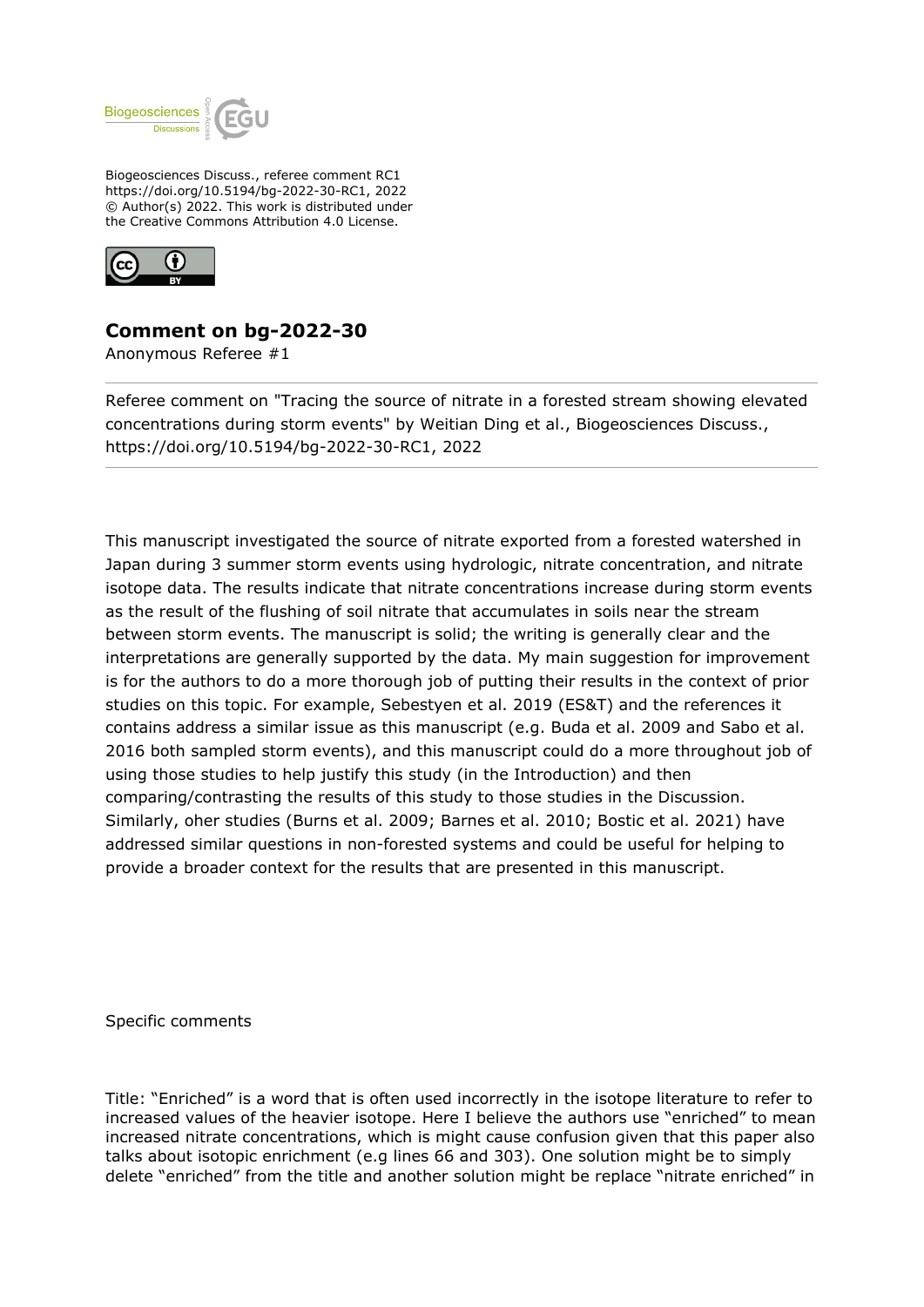Biogeosciences Discuss., referee comment RC1
https://doi.org/10.5194/bg-2022-30-RC1, 2022
© Author(s) 2022. This work is distributed under
the Creative Commons Attribution 4.0 License.

## Comment on bg-2022-30

Anonymous Referee #1

---

Referee comment on "Tracing the source of nitrate in a forested stream showing elevated concentrations during storm events" by Weitian Ding et al., Biogeosciences Discuss., https://doi.org/10.5194/bg-2022-30-RC1, 2022

---

This manuscript investigated the source of nitrate exported from a forested watershed in Japan during 3 summer storm events using hydrologic, nitrate concentration, and nitrate isotope data. The results indicate that nitrate concentrations increase during storm events as the result of the flushing of soil nitrate that accumulates in soils near the stream between storm events. The manuscript is solid; the writing is generally clear and the interpretations are generally supported by the data. My main suggestion for improvement is for the authors to do a more thorough job of putting their results in the context of prior studies on this topic. For example, Sebestyen et al. 2019 (ES&T) and the references it contains address a similar issue as this manuscript (e.g. Buda et al. 2009 and Sabo et al. 2016 both sampled storm events), and this manuscript could do a more throughout job of using those studies to help justify this study (in the Introduction) and then comparing/contrasting the results of this study to those studies in the Discussion. Similarly, oher studies (Burns et al. 2009; Barnes et al. 2010; Bostic et al. 2021) have addressed similar questions in non-forested systems and could be useful for helping to provide a broader context for the results that are presented in this manuscript.

Specific comments

Title: "Enriched" is a word that is often used incorrectly in the isotope literature to refer to increased values of the heavier isotope. Here I believe the authors use "enriched" to mean increased nitrate concentrations, which is might cause confusion given that this paper also talks about isotopic enrichment (e.g lines 66 and 303). One solution might be to simply delete "enriched" from the title and another solution might be replace "nitrate enriched" in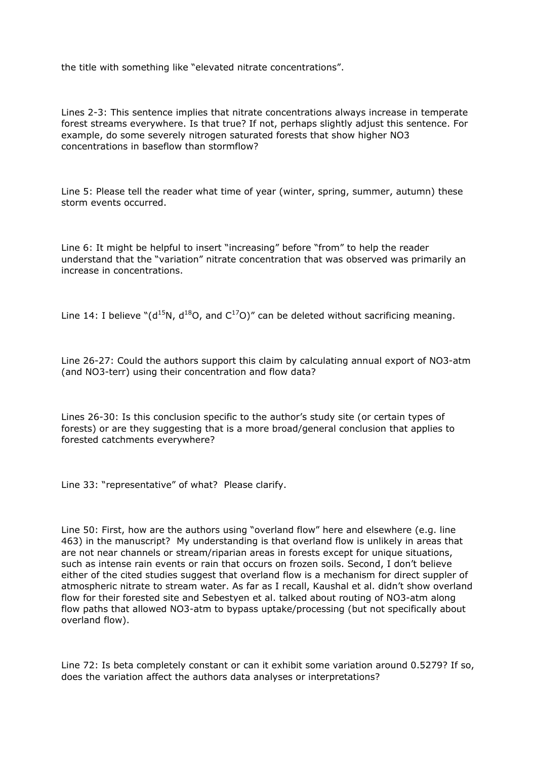the title with something like "elevated nitrate concentrations".

Lines 2-3: This sentence implies that nitrate concentrations always increase in temperate forest streams everywhere. Is that true? If not, perhaps slightly adjust this sentence. For example, do some severely nitrogen saturated forests that show higher NO3 concentrations in baseflow than stormflow?

Line 5: Please tell the reader what time of year (winter, spring, summer, autumn) these storm events occurred.

Line 6: It might be helpful to insert "increasing" before "from" to help the reader understand that the "variation" nitrate concentration that was observed was primarily an increase in concentrations.

Line 14: I believe "($d^{15}N$, $d^{18}O$, and $C^{17}O$)" can be deleted without sacrificing meaning.

Line 26-27: Could the authors support this claim by calculating annual export of NO3-atm (and NO3-terr) using their concentration and flow data?

Lines 26-30: Is this conclusion specific to the author's study site (or certain types of forests) or are they suggesting that is a more broad/general conclusion that applies to forested catchments everywhere?

Line 33: "representative" of what? Please clarify.

Line 50: First, how are the authors using "overland flow" here and elsewhere (e.g. line 463) in the manuscript? My understanding is that overland flow is unlikely in areas that are not near channels or stream/riparian areas in forests except for unique situations, such as intense rain events or rain that occurs on frozen soils. Second, I don't believe either of the cited studies suggest that overland flow is a mechanism for direct suppler of atmospheric nitrate to stream water. As far as I recall, Kaushal et al. didn't show overland flow for their forested site and Sebestyen et al. talked about routing of NO3-atm along flow paths that allowed NO3-atm to bypass uptake/processing (but not specifically about overland flow).

Line 72: Is beta completely constant or can it exhibit some variation around 0.5279? If so, does the variation affect the authors data analyses or interpretations?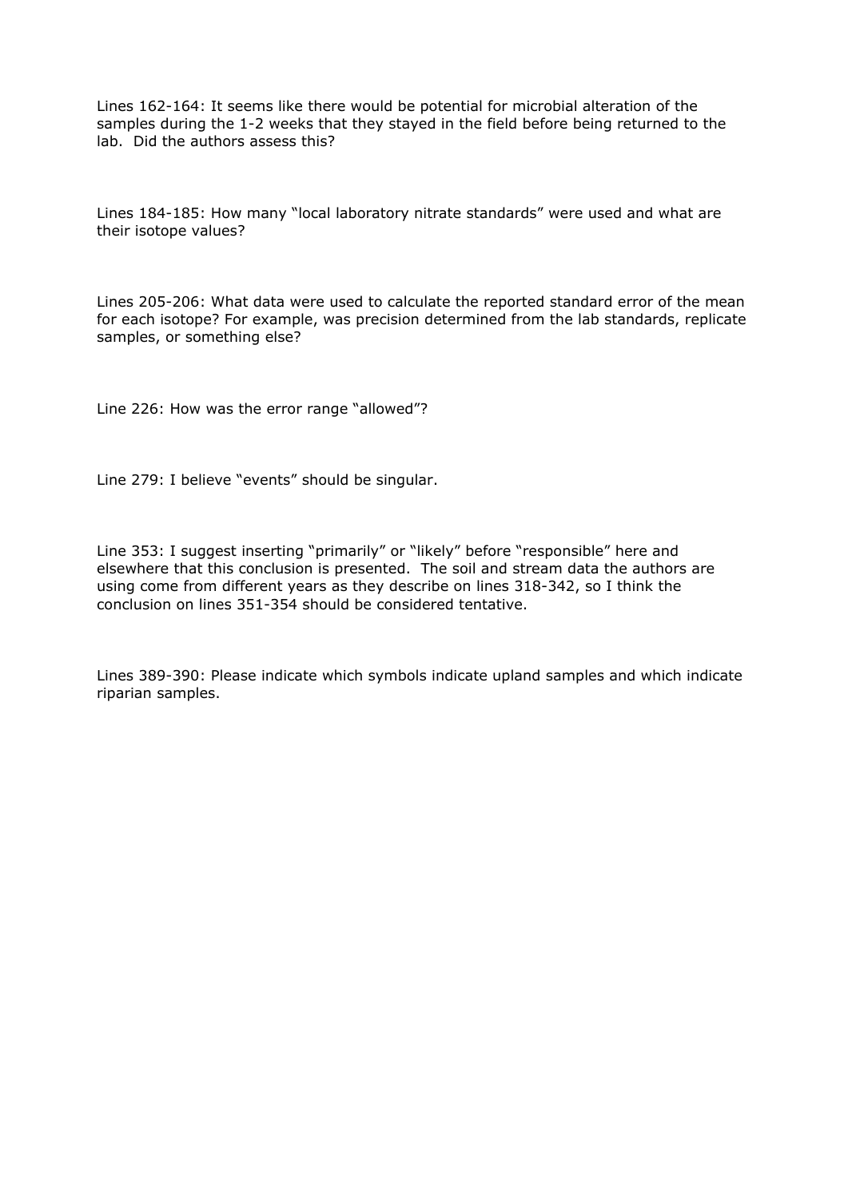Lines 162-164: It seems like there would be potential for microbial alteration of the samples during the 1-2 weeks that they stayed in the field before being returned to the lab. Did the authors assess this?

Lines 184-185: How many "local laboratory nitrate standards" were used and what are their isotope values?

Lines 205-206: What data were used to calculate the reported standard error of the mean for each isotope? For example, was precision determined from the lab standards, replicate samples, or something else?

Line 226: How was the error range "allowed"?

Line 279: I believe "events" should be singular.

Line 353: I suggest inserting "primarily" or "likely" before "responsible" here and elsewhere that this conclusion is presented. The soil and stream data the authors are using come from different years as they describe on lines 318-342, so I think the conclusion on lines 351-354 should be considered tentative.

Lines 389-390: Please indicate which symbols indicate upland samples and which indicate riparian samples.